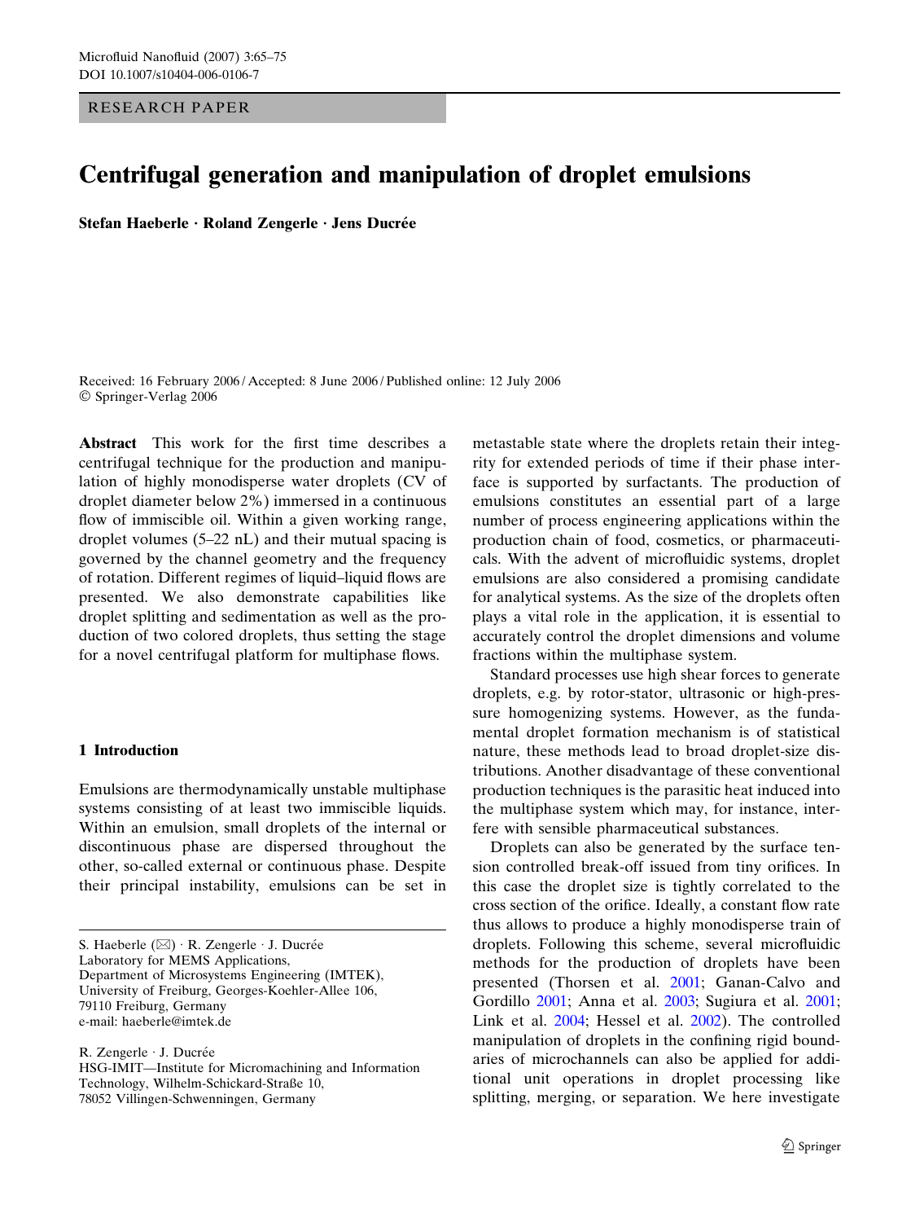RESEARCH PAPER

# Centrifugal generation and manipulation of droplet emulsions

**Stefan Haeberle · Roland Zengerle · Jens Ducrée**

Received: 16 February 2006 / Accepted: 8 June 2006 / Published online: 12 July 2006
© Springer-Verlag 2006

**Abstract** This work for the first time describes a centrifugal technique for the production and manipulation of highly monodisperse water droplets (CV of droplet diameter below 2%) immersed in a continuous flow of immiscible oil. Within a given working range, droplet volumes (5–22 nL) and their mutual spacing is governed by the channel geometry and the frequency of rotation. Different regimes of liquid–liquid flows are presented. We also demonstrate capabilities like droplet splitting and sedimentation as well as the production of two colored droplets, thus setting the stage for a novel centrifugal platform for multiphase flows.

## 1 Introduction

Emulsions are thermodynamically unstable multiphase systems consisting of at least two immiscible liquids. Within an emulsion, small droplets of the internal or discontinuous phase are dispersed throughout the other, so-called external or continuous phase. Despite their principal instability, emulsions can be set in metastable state where the droplets retain their integrity for extended periods of time if their phase interface is supported by surfactants. The production of emulsions constitutes an essential part of a large number of process engineering applications within the production chain of food, cosmetics, or pharmaceuticals. With the advent of microfluidic systems, droplet emulsions are also considered a promising candidate for analytical systems. As the size of the droplets often plays a vital role in the application, it is essential to accurately control the droplet dimensions and volume fractions within the multiphase system.

Standard processes use high shear forces to generate droplets, e.g. by rotor-stator, ultrasonic or high-pressure homogenizing systems. However, as the fundamental droplet formation mechanism is of statistical nature, these methods lead to broad droplet-size distributions. Another disadvantage of these conventional production techniques is the parasitic heat induced into the multiphase system which may, for instance, interfere with sensible pharmaceutical substances.

Droplets can also be generated by the surface tension controlled break-off issued from tiny orifices. In this case the droplet size is tightly correlated to the cross section of the orifice. Ideally, a constant flow rate thus allows to produce a highly monodisperse train of droplets. Following this scheme, several microfluidic methods for the production of droplets have been presented (Thorsen et al. 2001; Ganan-Calvo and Gordillo 2001; Anna et al. 2003; Sugiura et al. 2001; Link et al. 2004; Hessel et al. 2002). The controlled manipulation of droplets in the confining rigid boundaries of microchannels can also be applied for additional unit operations in droplet processing like splitting, merging, or separation. We here investigate

S. Haeberle (✉) · R. Zengerle · J. Ducrée
Laboratory for MEMS Applications,
Department of Microsystems Engineering (IMTEK),
University of Freiburg, Georges-Koehler-Allee 106,
79110 Freiburg, Germany
e-mail: haeberle@imtek.de

R. Zengerle · J. Ducrée
HSG-IMIT—Institute for Micromachining and Information Technology, Wilhelm-Schickard-Straße 10,
78052 Villingen-Schwenningen, Germany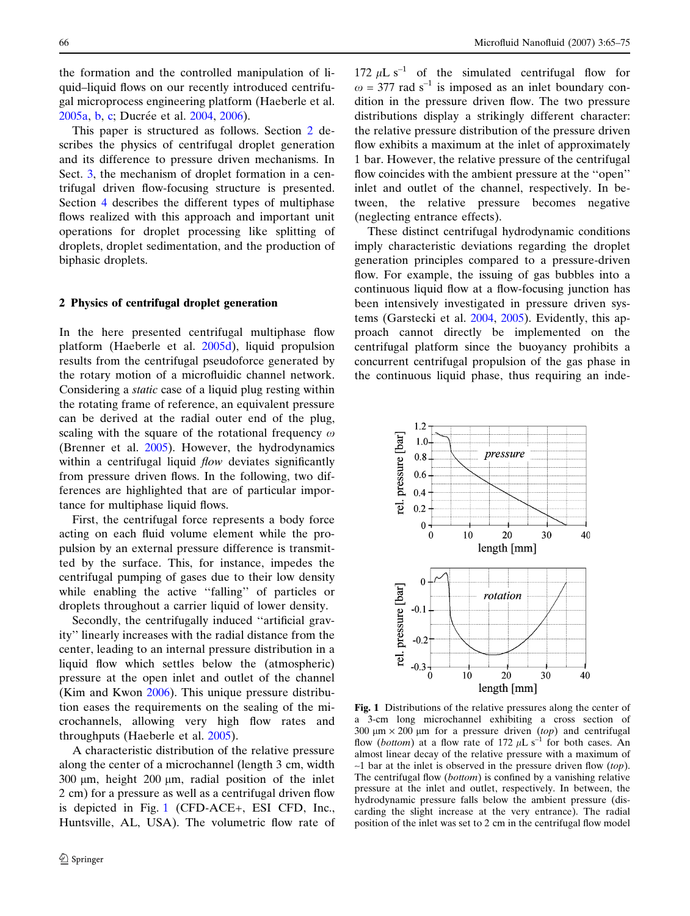the formation and the controlled manipulation of liquid–liquid flows on our recently introduced centrifugal microprocess engineering platform (Haeberle et al. 2005a, b, c; Ducrée et al. 2004, 2006).

This paper is structured as follows. Section 2 describes the physics of centrifugal droplet generation and its difference to pressure driven mechanisms. In Sect. 3, the mechanism of droplet formation in a centrifugal driven flow-focusing structure is presented. Section 4 describes the different types of multiphase flows realized with this approach and important unit operations for droplet processing like splitting of droplets, droplet sedimentation, and the production of biphasic droplets.

## 2 Physics of centrifugal droplet generation

In the here presented centrifugal multiphase flow platform (Haeberle et al. 2005d), liquid propulsion results from the centrifugal pseudoforce generated by the rotary motion of a microfluidic channel network. Considering a *static* case of a liquid plug resting within the rotating frame of reference, an equivalent pressure can be derived at the radial outer end of the plug, scaling with the square of the rotational frequency $\omega$ (Brenner et al. 2005). However, the hydrodynamics within a centrifugal liquid *flow* deviates significantly from pressure driven flows. In the following, two differences are highlighted that are of particular importance for multiphase liquid flows.

First, the centrifugal force represents a body force acting on each fluid volume element while the propulsion by an external pressure difference is transmitted by the surface. This, for instance, impedes the centrifugal pumping of gases due to their low density while enabling the active "falling" of particles or droplets throughout a carrier liquid of lower density.

Secondly, the centrifugally induced "artificial gravity" linearly increases with the radial distance from the center, leading to an internal pressure distribution in a liquid flow which settles below the (atmospheric) pressure at the open inlet and outlet of the channel (Kim and Kwon 2006). This unique pressure distribution eases the requirements on the sealing of the microchannels, allowing very high flow rates and throughputs (Haeberle et al. 2005).

A characteristic distribution of the relative pressure along the center of a microchannel (length 3 cm, width 300 μm, height 200 μm, radial position of the inlet 2 cm) for a pressure as well as a centrifugal driven flow is depicted in Fig. 1 (CFD-ACE+, ESI CFD, Inc., Huntsville, AL, USA). The volumetric flow rate of 172 $\mu$L s$^{-1}$ of the simulated centrifugal flow for $\omega = 377$ rad s$^{-1}$ is imposed as an inlet boundary condition in the pressure driven flow. The two pressure distributions display a strikingly different character: the relative pressure distribution of the pressure driven flow exhibits a maximum at the inlet of approximately 1 bar. However, the relative pressure of the centrifugal flow coincides with the ambient pressure at the "open" inlet and outlet of the channel, respectively. In between, the relative pressure becomes negative (neglecting entrance effects).

These distinct centrifugal hydrodynamic conditions imply characteristic deviations regarding the droplet generation principles compared to a pressure-driven flow. For example, the issuing of gas bubbles into a continuous liquid flow at a flow-focusing junction has been intensively investigated in pressure driven systems (Garstecki et al. 2004, 2005). Evidently, this approach cannot directly be implemented on the centrifugal platform since the buoyancy prohibits a concurrent centrifugal propulsion of the gas phase in the continuous liquid phase, thus requiring an inde-

**Fig. 1** Distributions of the relative pressures along the center of a 3-cm long microchannel exhibiting a cross section of 300 μm × 200 μm for a pressure driven (*top*) and centrifugal flow (*bottom*) at a flow rate of 172 $\mu$L s$^{-1}$ for both cases. An almost linear decay of the relative pressure with a maximum of ~1 bar at the inlet is observed in the pressure driven flow (*top*). The centrifugal flow (*bottom*) is confined by a vanishing relative pressure at the inlet and outlet, respectively. In between, the hydrodynamic pressure falls below the ambient pressure (discarding the slight increase at the very entrance). The radial position of the inlet was set to 2 cm in the centrifugal flow model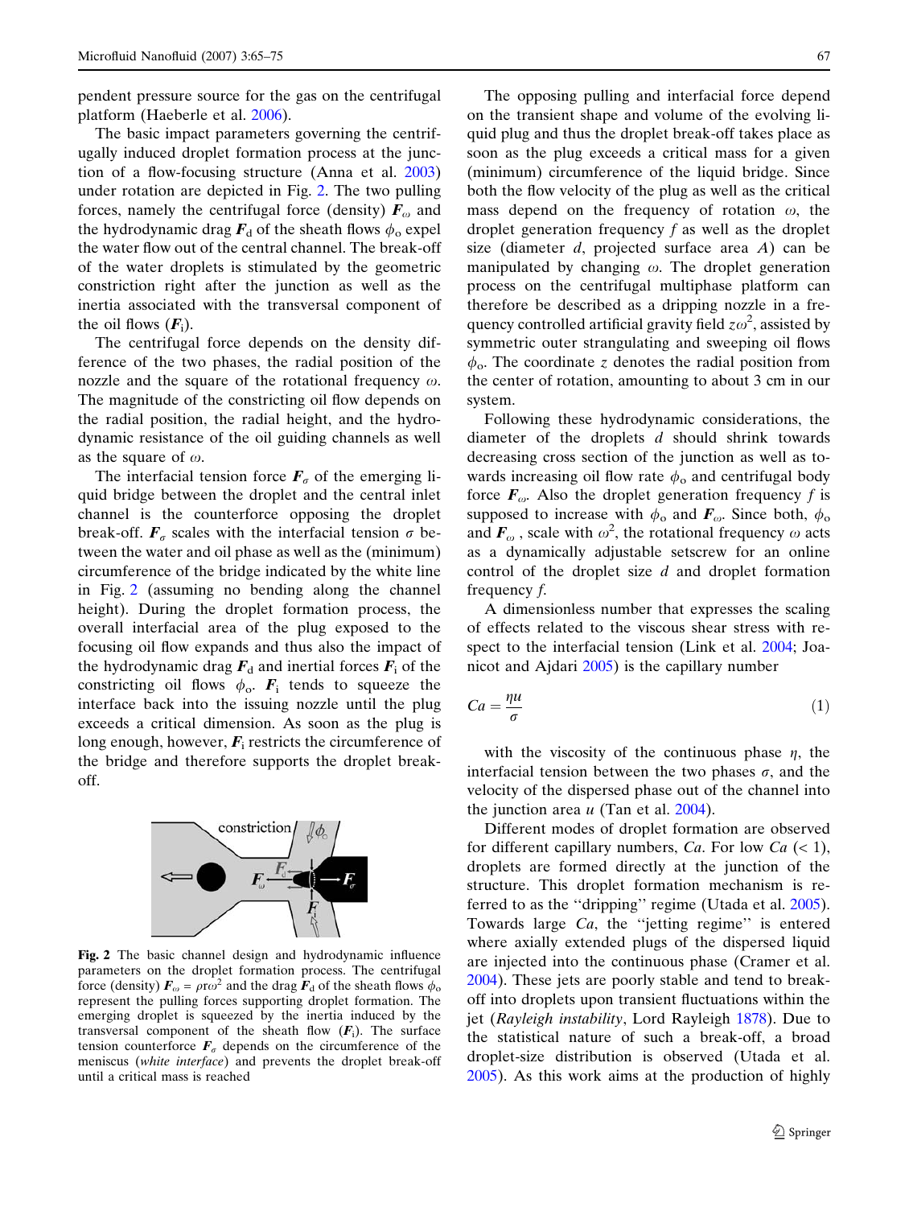pendent pressure source for the gas on the centrifugal platform (Haeberle et al. 2006).

The basic impact parameters governing the centrifugally induced droplet formation process at the junction of a flow-focusing structure (Anna et al. 2003) under rotation are depicted in Fig. 2. The two pulling forces, namely the centrifugal force (density) $\boldsymbol{F}_\omega$ and the hydrodynamic drag $\boldsymbol{F}_\mathrm{d}$ of the sheath flows $\phi_\mathrm{o}$ expel the water flow out of the central channel. The break-off of the water droplets is stimulated by the geometric constriction right after the junction as well as the inertia associated with the transversal component of the oil flows ($\boldsymbol{F}_\mathrm{i}$).

The centrifugal force depends on the density difference of the two phases, the radial position of the nozzle and the square of the rotational frequency $\omega$. The magnitude of the constricting oil flow depends on the radial position, the radial height, and the hydrodynamic resistance of the oil guiding channels as well as the square of $\omega$.

The interfacial tension force $\boldsymbol{F}_\sigma$ of the emerging liquid bridge between the droplet and the central inlet channel is the counterforce opposing the droplet break-off. $\boldsymbol{F}_\sigma$ scales with the interfacial tension $\sigma$ between the water and oil phase as well as the (minimum) circumference of the bridge indicated by the white line in Fig. 2 (assuming no bending along the channel height). During the droplet formation process, the overall interfacial area of the plug exposed to the focusing oil flow expands and thus also the impact of the hydrodynamic drag $\boldsymbol{F}_\mathrm{d}$ and inertial forces $\boldsymbol{F}_\mathrm{i}$ of the constricting oil flows $\phi_\mathrm{o}$. $\boldsymbol{F}_\mathrm{i}$ tends to squeeze the interface back into the issuing nozzle until the plug exceeds a critical dimension. As soon as the plug is long enough, however, $\boldsymbol{F}_\mathrm{i}$ restricts the circumference of the bridge and therefore supports the droplet break-off.

**Fig. 2** The basic channel design and hydrodynamic influence parameters on the droplet formation process. The centrifugal force (density) $\boldsymbol{F}_\omega = \rho r \omega^2$ and the drag $\boldsymbol{F}_\mathrm{d}$ of the sheath flows $\phi_\mathrm{o}$ represent the pulling forces supporting droplet formation. The emerging droplet is squeezed by the inertia induced by the transversal component of the sheath flow ($\boldsymbol{F}_\mathrm{i}$). The surface tension counterforce $\boldsymbol{F}_\sigma$ depends on the circumference of the meniscus (*white interface*) and prevents the droplet break-off until a critical mass is reached

The opposing pulling and interfacial force depend on the transient shape and volume of the evolving liquid plug and thus the droplet break-off takes place as soon as the plug exceeds a critical mass for a given (minimum) circumference of the liquid bridge. Since both the flow velocity of the plug as well as the critical mass depend on the frequency of rotation $\omega$, the droplet generation frequency $f$ as well as the droplet size (diameter $d$, projected surface area $A$) can be manipulated by changing $\omega$. The droplet generation process on the centrifugal multiphase platform can therefore be described as a dripping nozzle in a frequency controlled artificial gravity field $z\omega^2$, assisted by symmetric outer strangulating and sweeping oil flows $\phi_\mathrm{o}$. The coordinate $z$ denotes the radial position from the center of rotation, amounting to about 3 cm in our system.

Following these hydrodynamic considerations, the diameter of the droplets $d$ should shrink towards decreasing cross section of the junction as well as towards increasing oil flow rate $\phi_\mathrm{o}$ and centrifugal body force $\boldsymbol{F}_\omega$. Also the droplet generation frequency $f$ is supposed to increase with $\phi_\mathrm{o}$ and $\boldsymbol{F}_\omega$. Since both, $\phi_\mathrm{o}$ and $\boldsymbol{F}_\omega$, scale with $\omega^2$, the rotational frequency $\omega$ acts as a dynamically adjustable setscrew for an online control of the droplet size $d$ and droplet formation frequency $f$.

A dimensionless number that expresses the scaling of effects related to the viscous shear stress with respect to the interfacial tension (Link et al. 2004; Joanicot and Ajdari 2005) is the capillary number

$$Ca = \frac{\eta u}{\sigma} \tag{1}$$

with the viscosity of the continuous phase $\eta$, the interfacial tension between the two phases $\sigma$, and the velocity of the dispersed phase out of the channel into the junction area $u$ (Tan et al. 2004).

Different modes of droplet formation are observed for different capillary numbers, $Ca$. For low $Ca$ ($< 1$), droplets are formed directly at the junction of the structure. This droplet formation mechanism is referred to as the "dripping" regime (Utada et al. 2005). Towards large $Ca$, the "jetting regime" is entered where axially extended plugs of the dispersed liquid are injected into the continuous phase (Cramer et al. 2004). These jets are poorly stable and tend to break-off into droplets upon transient fluctuations within the jet (*Rayleigh instability*, Lord Rayleigh 1878). Due to the statistical nature of such a break-off, a broad droplet-size distribution is observed (Utada et al. 2005). As this work aims at the production of highly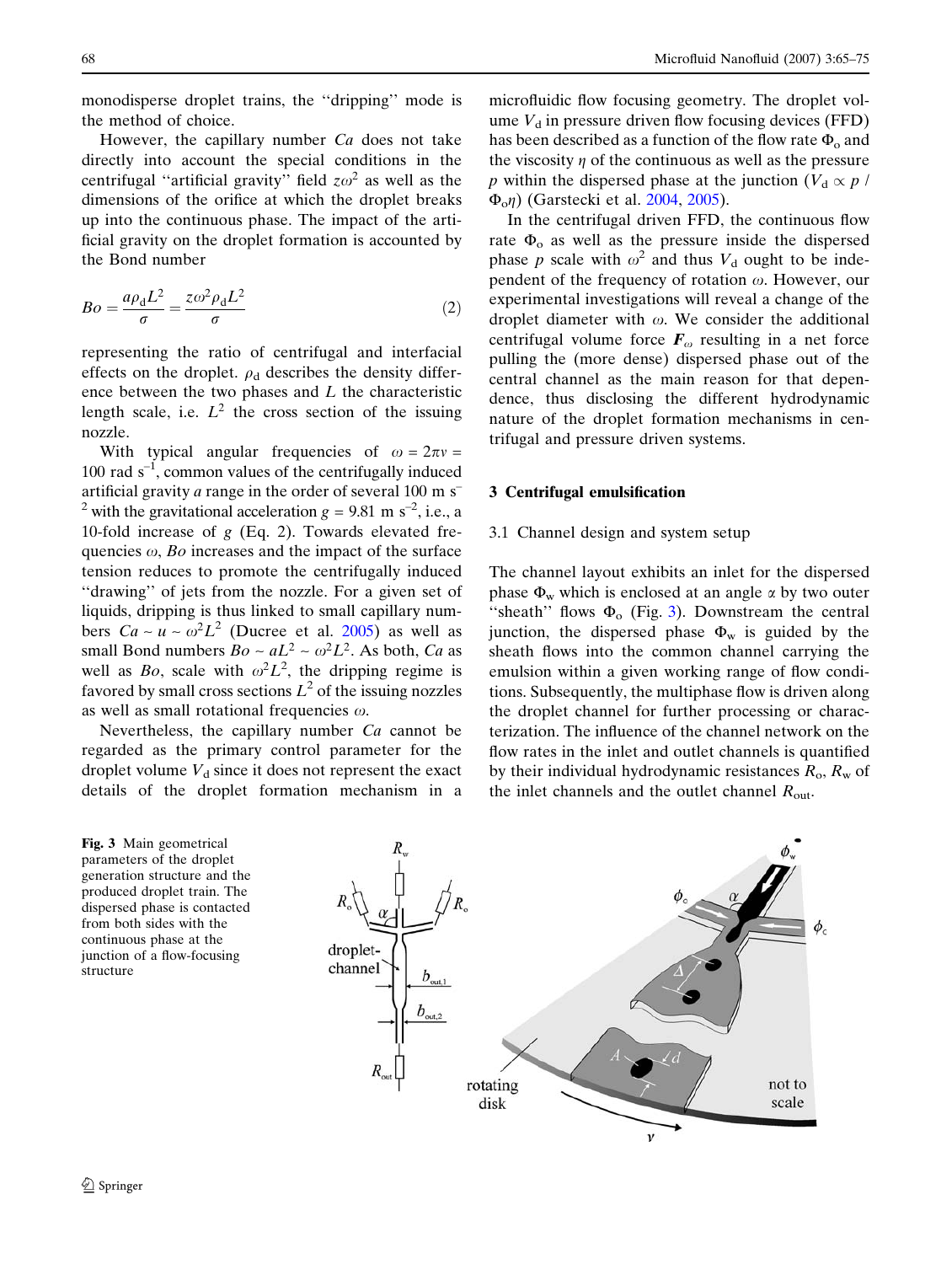monodisperse droplet trains, the "dripping" mode is the method of choice.

However, the capillary number $Ca$ does not take directly into account the special conditions in the centrifugal "artificial gravity" field $z\omega^2$ as well as the dimensions of the orifice at which the droplet breaks up into the continuous phase. The impact of the artificial gravity on the droplet formation is accounted by the Bond number

$$Bo = \frac{a\rho_d L^2}{\sigma} = \frac{z\omega^2 \rho_d L^2}{\sigma} \tag{2}$$

representing the ratio of centrifugal and interfacial effects on the droplet. $\rho_d$ describes the density difference between the two phases and $L$ the characteristic length scale, i.e. $L^2$ the cross section of the issuing nozzle.

With typical angular frequencies of $\omega = 2\pi\nu = 100$ rad s$^{-1}$, common values of the centrifugally induced artificial gravity $a$ range in the order of several 100 m s$^{-2}$ with the gravitational acceleration $g = 9.81$ m s$^{-2}$, i.e., a 10-fold increase of $g$ (Eq. 2). Towards elevated frequencies $\omega$, $Bo$ increases and the impact of the surface tension reduces to promote the centrifugally induced "drawing" of jets from the nozzle. For a given set of liquids, dripping is thus linked to small capillary numbers $Ca \sim u \sim \omega^2 L^2$ (Ducree et al. 2005) as well as small Bond numbers $Bo \sim aL^2 \sim \omega^2 L^2$. As both, $Ca$ as well as $Bo$, scale with $\omega^2 L^2$, the dripping regime is favored by small cross sections $L^2$ of the issuing nozzles as well as small rotational frequencies $\omega$.

Nevertheless, the capillary number $Ca$ cannot be regarded as the primary control parameter for the droplet volume $V_d$ since it does not represent the exact details of the droplet formation mechanism in a microfluidic flow focusing geometry. The droplet volume $V_d$ in pressure driven flow focusing devices (FFD) has been described as a function of the flow rate $\Phi_o$ and the viscosity $\eta$ of the continuous as well as the pressure $p$ within the dispersed phase at the junction ($V_d \propto p / \Phi_o \eta$) (Garstecki et al. 2004, 2005).

In the centrifugal driven FFD, the continuous flow rate $\Phi_o$ as well as the pressure inside the dispersed phase $p$ scale with $\omega^2$ and thus $V_d$ ought to be independent of the frequency of rotation $\omega$. However, our experimental investigations will reveal a change of the droplet diameter with $\omega$. We consider the additional centrifugal volume force $\boldsymbol{F}_\omega$ resulting in a net force pulling the (more dense) dispersed phase out of the central channel as the main reason for that dependence, thus disclosing the different hydrodynamic nature of the droplet formation mechanisms in centrifugal and pressure driven systems.

## 3 Centrifugal emulsification

### 3.1 Channel design and system setup

The channel layout exhibits an inlet for the dispersed phase $\Phi_w$ which is enclosed at an angle $\alpha$ by two outer "sheath" flows $\Phi_o$ (Fig. 3). Downstream the central junction, the dispersed phase $\Phi_w$ is guided by the sheath flows into the common channel carrying the emulsion within a given working range of flow conditions. Subsequently, the multiphase flow is driven along the droplet channel for further processing or characterization. The influence of the channel network on the flow rates in the inlet and outlet channels is quantified by their individual hydrodynamic resistances $R_o$, $R_w$ of the inlet channels and the outlet channel $R_{out}$.

**Fig. 3** Main geometrical parameters of the droplet generation structure and the produced droplet train. The dispersed phase is contacted from both sides with the continuous phase at the junction of a flow-focusing structure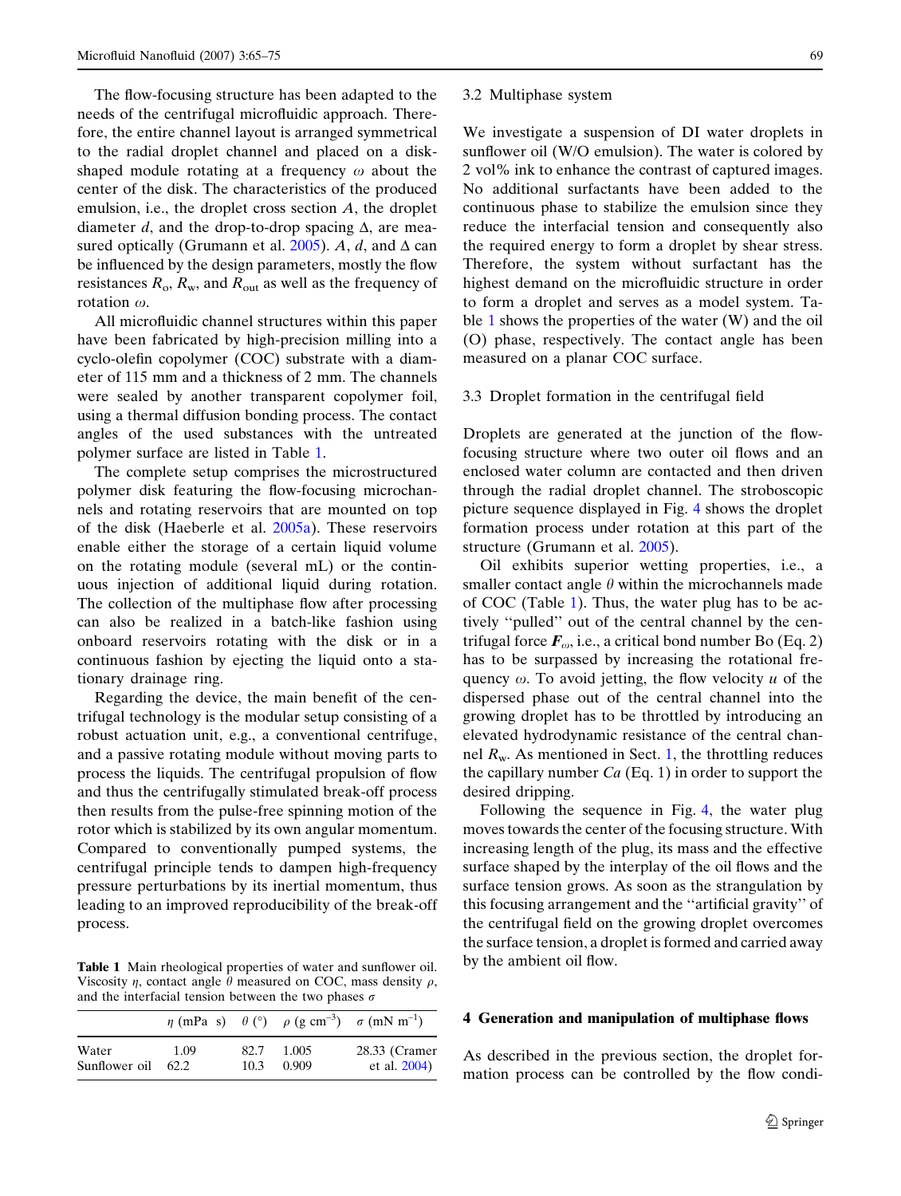The flow-focusing structure has been adapted to the needs of the centrifugal microfluidic approach. Therefore, the entire channel layout is arranged symmetrical to the radial droplet channel and placed on a disk-shaped module rotating at a frequency $\omega$ about the center of the disk. The characteristics of the produced emulsion, i.e., the droplet cross section $A$, the droplet diameter $d$, and the drop-to-drop spacing $\Delta$, are measured optically (Grumann et al. 2005). $A$, $d$, and $\Delta$ can be influenced by the design parameters, mostly the flow resistances $R_o$, $R_w$, and $R_{out}$ as well as the frequency of rotation $\omega$.

All microfluidic channel structures within this paper have been fabricated by high-precision milling into a cyclo-olefin copolymer (COC) substrate with a diameter of 115 mm and a thickness of 2 mm. The channels were sealed by another transparent copolymer foil, using a thermal diffusion bonding process. The contact angles of the used substances with the untreated polymer surface are listed in Table 1.

The complete setup comprises the microstructured polymer disk featuring the flow-focusing microchannels and rotating reservoirs that are mounted on top of the disk (Haeberle et al. 2005a). These reservoirs enable either the storage of a certain liquid volume on the rotating module (several mL) or the continuous injection of additional liquid during rotation. The collection of the multiphase flow after processing can also be realized in a batch-like fashion using onboard reservoirs rotating with the disk or in a continuous fashion by ejecting the liquid onto a stationary drainage ring.

Regarding the device, the main benefit of the centrifugal technology is the modular setup consisting of a robust actuation unit, e.g., a conventional centrifuge, and a passive rotating module without moving parts to process the liquids. The centrifugal propulsion of flow and thus the centrifugally stimulated break-off process then results from the pulse-free spinning motion of the rotor which is stabilized by its own angular momentum. Compared to conventionally pumped systems, the centrifugal principle tends to dampen high-frequency pressure perturbations by its inertial momentum, thus leading to an improved reproducibility of the break-off process.

**Table 1** Main rheological properties of water and sunflower oil. Viscosity $\eta$, contact angle $\theta$ measured on COC, mass density $\rho$, and the interfacial tension between the two phases $\sigma$

| | $\eta$ (mPa s) | $\theta$ (°) | $\rho$ (g cm$^{-3}$) | $\sigma$ (mN m$^{-1}$) |
|---|---|---|---|---|
| Water | 1.09 | 82.7 | 1.005 | 28.33 (Cramer et al. 2004) |
| Sunflower oil | 62.2 | 10.3 | 0.909 | |

### 3.2 Multiphase system

We investigate a suspension of DI water droplets in sunflower oil (W/O emulsion). The water is colored by 2 vol% ink to enhance the contrast of captured images. No additional surfactants have been added to the continuous phase to stabilize the emulsion since they reduce the interfacial tension and consequently also the required energy to form a droplet by shear stress. Therefore, the system without surfactant has the highest demand on the microfluidic structure in order to form a droplet and serves as a model system. Table 1 shows the properties of the water (W) and the oil (O) phase, respectively. The contact angle has been measured on a planar COC surface.

### 3.3 Droplet formation in the centrifugal field

Droplets are generated at the junction of the flow-focusing structure where two outer oil flows and an enclosed water column are contacted and then driven through the radial droplet channel. The stroboscopic picture sequence displayed in Fig. 4 shows the droplet formation process under rotation at this part of the structure (Grumann et al. 2005).

Oil exhibits superior wetting properties, i.e., a smaller contact angle $\theta$ within the microchannels made of COC (Table 1). Thus, the water plug has to be actively "pulled" out of the central channel by the centrifugal force $\boldsymbol{F}_{\omega}$, i.e., a critical bond number Bo (Eq. 2) has to be surpassed by increasing the rotational frequency $\omega$. To avoid jetting, the flow velocity $u$ of the dispersed phase out of the central channel into the growing droplet has to be throttled by introducing an elevated hydrodynamic resistance of the central channel $R_w$. As mentioned in Sect. 1, the throttling reduces the capillary number $Ca$ (Eq. 1) in order to support the desired dripping.

Following the sequence in Fig. 4, the water plug moves towards the center of the focusing structure. With increasing length of the plug, its mass and the effective surface shaped by the interplay of the oil flows and the surface tension grows. As soon as the strangulation by this focusing arrangement and the "artificial gravity" of the centrifugal field on the growing droplet overcomes the surface tension, a droplet is formed and carried away by the ambient oil flow.

## 4 Generation and manipulation of multiphase flows

As described in the previous section, the droplet formation process can be controlled by the flow condi-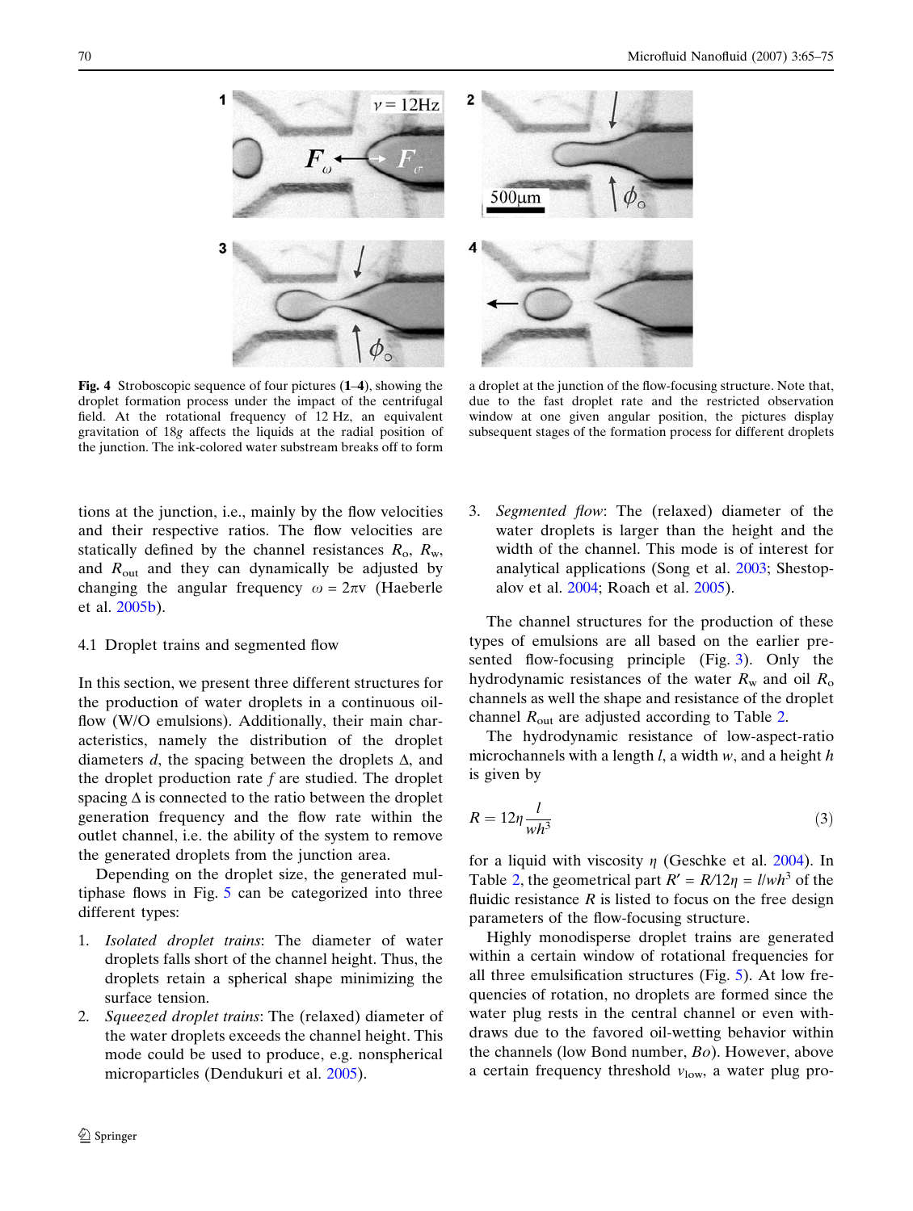**Fig. 4** Stroboscopic sequence of four pictures (**1**–**4**), showing the droplet formation process under the impact of the centrifugal field. At the rotational frequency of 12 Hz, an equivalent gravitation of 18*g* affects the liquids at the radial position of the junction. The ink-colored water substream breaks off to form a droplet at the junction of the flow-focusing structure. Note that, due to the fast droplet rate and the restricted observation window at one given angular position, the pictures display subsequent stages of the formation process for different droplets

tions at the junction, i.e., mainly by the flow velocities and their respective ratios. The flow velocities are statically defined by the channel resistances $R_o$, $R_w$, and $R_{out}$ and they can dynamically be adjusted by changing the angular frequency $\omega = 2\pi\nu$ (Haeberle et al. 2005b).

### 4.1 Droplet trains and segmented flow

In this section, we present three different structures for the production of water droplets in a continuous oil-flow (W/O emulsions). Additionally, their main characteristics, namely the distribution of the droplet diameters $d$, the spacing between the droplets $\Delta$, and the droplet production rate $f$ are studied. The droplet spacing $\Delta$ is connected to the ratio between the droplet generation frequency and the flow rate within the outlet channel, i.e. the ability of the system to remove the generated droplets from the junction area.

Depending on the droplet size, the generated multiphase flows in Fig. 5 can be categorized into three different types:

1. *Isolated droplet trains*: The diameter of water droplets falls short of the channel height. Thus, the droplets retain a spherical shape minimizing the surface tension.
2. *Squeezed droplet trains*: The (relaxed) diameter of the water droplets exceeds the channel height. This mode could be used to produce, e.g. nonspherical microparticles (Dendukuri et al. 2005).
3. *Segmented flow*: The (relaxed) diameter of the water droplets is larger than the height and the width of the channel. This mode is of interest for analytical applications (Song et al. 2003; Shestopalov et al. 2004; Roach et al. 2005).

The channel structures for the production of these types of emulsions are all based on the earlier presented flow-focusing principle (Fig. 3). Only the hydrodynamic resistances of the water $R_w$ and oil $R_o$ channels as well the shape and resistance of the droplet channel $R_{out}$ are adjusted according to Table 2.

The hydrodynamic resistance of low-aspect-ratio microchannels with a length $l$, a width $w$, and a height $h$ is given by

$$R = 12\eta \frac{l}{wh^3} \tag{3}$$

for a liquid with viscosity $\eta$ (Geschke et al. 2004). In Table 2, the geometrical part $R' = R/12\eta = l/wh^3$ of the fluidic resistance $R$ is listed to focus on the free design parameters of the flow-focusing structure.

Highly monodisperse droplet trains are generated within a certain window of rotational frequencies for all three emulsification structures (Fig. 5). At low frequencies of rotation, no droplets are formed since the water plug rests in the central channel or even withdraws due to the favored oil-wetting behavior within the channels (low Bond number, *Bo*). However, above a certain frequency threshold $\nu_{low}$, a water plug pro-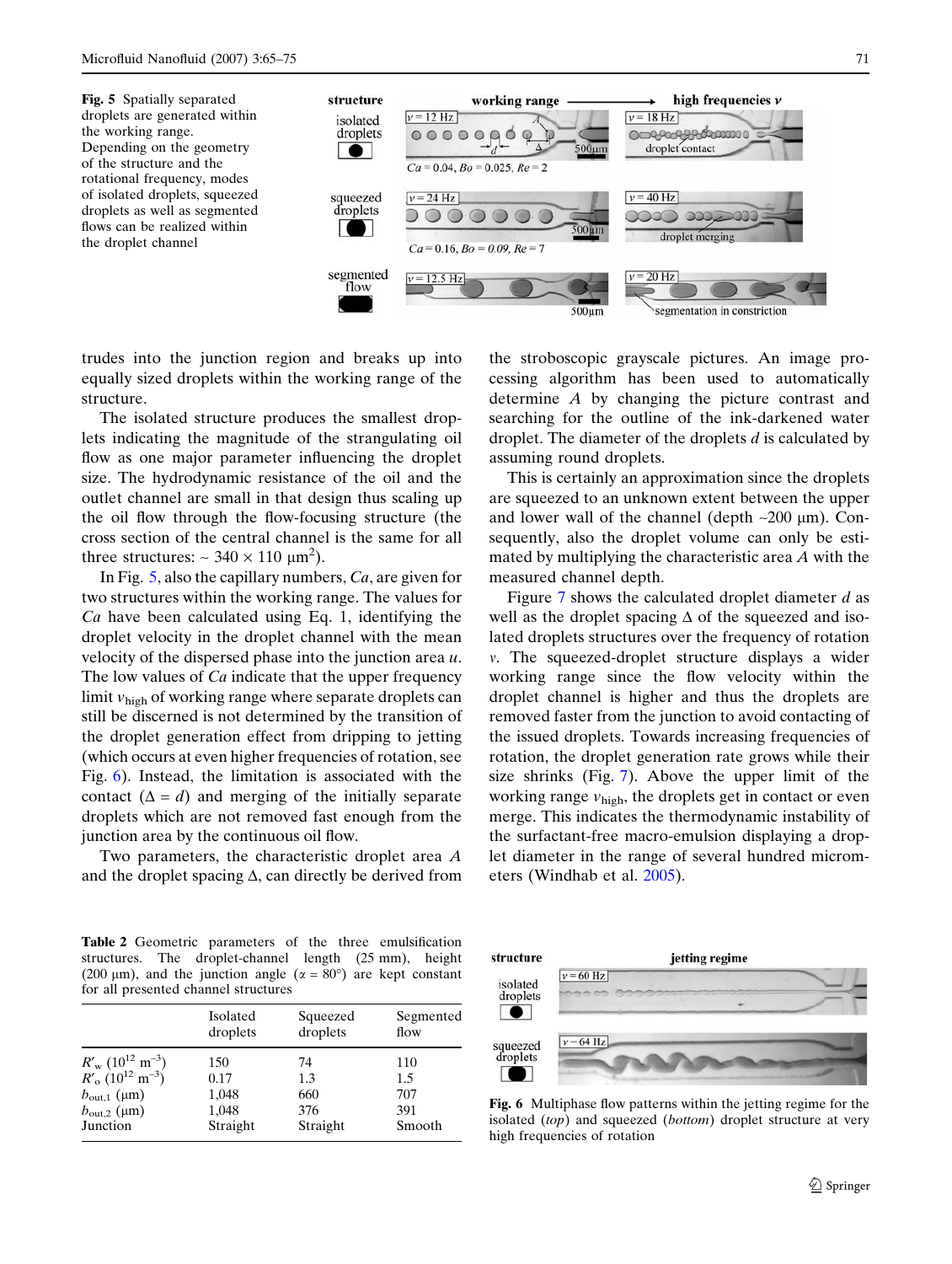**Fig. 5** Spatially separated droplets are generated within the working range. Depending on the geometry of the structure and the rotational frequency, modes of isolated droplets, squeezed droplets as well as segmented flows can be realized within the droplet channel

trudes into the junction region and breaks up into equally sized droplets within the working range of the structure.

The isolated structure produces the smallest droplets indicating the magnitude of the strangulating oil flow as one major parameter influencing the droplet size. The hydrodynamic resistance of the oil and the outlet channel are small in that design thus scaling up the oil flow through the flow-focusing structure (the cross section of the central channel is the same for all three structures: ~ 340 × 110 μm$^2$).

In Fig. 5, also the capillary numbers, $Ca$, are given for two structures within the working range. The values for $Ca$ have been calculated using Eq. 1, identifying the droplet velocity in the droplet channel with the mean velocity of the dispersed phase into the junction area $u$. The low values of $Ca$ indicate that the upper frequency limit $\nu_{high}$ of working range where separate droplets can still be discerned is not determined by the transition of the droplet generation effect from dripping to jetting (which occurs at even higher frequencies of rotation, see Fig. 6). Instead, the limitation is associated with the contact ($\Delta = d$) and merging of the initially separate droplets which are not removed fast enough from the junction area by the continuous oil flow.

Two parameters, the characteristic droplet area $A$ and the droplet spacing $\Delta$, can directly be derived from the stroboscopic grayscale pictures. An image processing algorithm has been used to automatically determine $A$ by changing the picture contrast and searching for the outline of the ink-darkened water droplet. The diameter of the droplets $d$ is calculated by assuming round droplets.

This is certainly an approximation since the droplets are squeezed to an unknown extent between the upper and lower wall of the channel (depth ~200 μm). Consequently, also the droplet volume can only be estimated by multiplying the characteristic area $A$ with the measured channel depth.

Figure 7 shows the calculated droplet diameter $d$ as well as the droplet spacing $\Delta$ of the squeezed and isolated droplets structures over the frequency of rotation $\nu$. The squeezed-droplet structure displays a wider working range since the flow velocity within the droplet channel is higher and thus the droplets are removed faster from the junction to avoid contacting of the issued droplets. Towards increasing frequencies of rotation, the droplet generation rate grows while their size shrinks (Fig. 7). Above the upper limit of the working range $\nu_{high}$, the droplets get in contact or even merge. This indicates the thermodynamic instability of the surfactant-free macro-emulsion displaying a droplet diameter in the range of several hundred micrometers (Windhab et al. 2005).

**Table 2** Geometric parameters of the three emulsification structures. The droplet-channel length (25 mm), height (200 μm), and the junction angle ($\alpha$ = 80°) are kept constant for all presented channel structures

| | Isolated droplets | Squeezed droplets | Segmented flow |
|---|---|---|---|
| $R'_w$ ($10^{12}$ m$^{-3}$) | 150 | 74 | 110 |
| $R'_o$ ($10^{12}$ m$^{-3}$) | 0.17 | 1.3 | 1.5 |
| $b_{out,1}$ (μm) | 1,048 | 660 | 707 |
| $b_{out,2}$ (μm) | 1,048 | 376 | 391 |
| Junction | Straight | Straight | Smooth |

**Fig. 6** Multiphase flow patterns within the jetting regime for the isolated (*top*) and squeezed (*bottom*) droplet structure at very high frequencies of rotation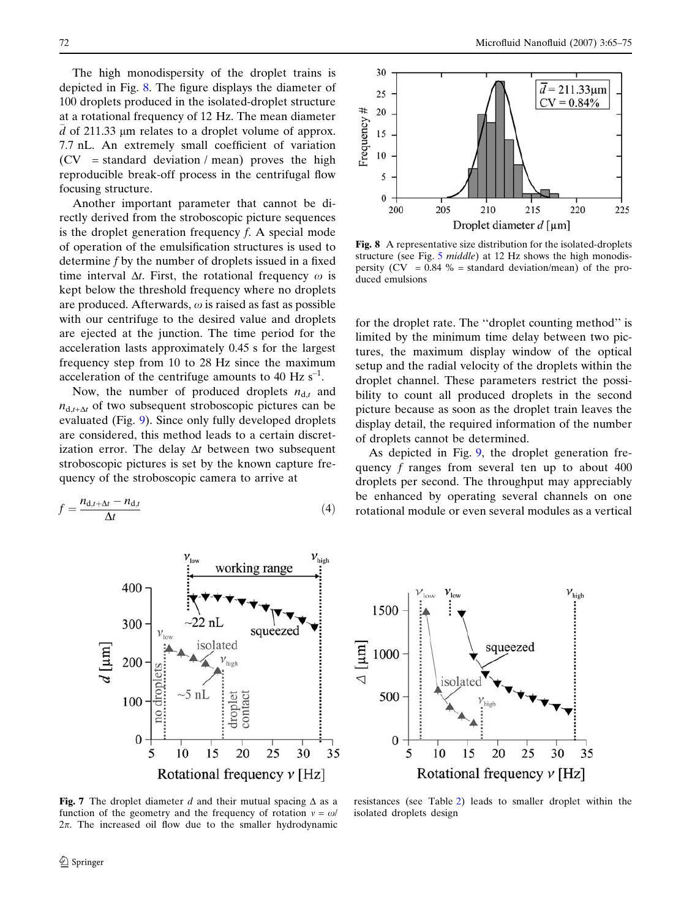The high monodispersity of the droplet trains is depicted in Fig. 8. The figure displays the diameter of 100 droplets produced in the isolated-droplet structure at a rotational frequency of 12 Hz. The mean diameter $\bar{d}$ of 211.33 μm relates to a droplet volume of approx. 7.7 nL. An extremely small coefficient of variation (CV = standard deviation / mean) proves the high reproducible break-off process in the centrifugal flow focusing structure.

Another important parameter that cannot be directly derived from the stroboscopic picture sequences is the droplet generation frequency $f$. A special mode of operation of the emulsification structures is used to determine $f$ by the number of droplets issued in a fixed time interval $\Delta t$. First, the rotational frequency $\omega$ is kept below the threshold frequency where no droplets are produced. Afterwards, $\omega$ is raised as fast as possible with our centrifuge to the desired value and droplets are ejected at the junction. The time period for the acceleration lasts approximately 0.45 s for the largest frequency step from 10 to 28 Hz since the maximum acceleration of the centrifuge amounts to 40 Hz s$^{-1}$.

Now, the number of produced droplets $n_{d,t}$ and $n_{d,t+\Delta t}$ of two subsequent stroboscopic pictures can be evaluated (Fig. 9). Since only fully developed droplets are considered, this method leads to a certain discretization error. The delay $\Delta t$ between two subsequent stroboscopic pictures is set by the known capture frequency of the stroboscopic camera to arrive at

$$f = \frac{n_{d,t+\Delta t} - n_{d,t}}{\Delta t} \tag{4}$$

for the droplet rate. The ''droplet counting method'' is limited by the minimum time delay between two pictures, the maximum display window of the optical setup and the radial velocity of the droplets within the droplet channel. These parameters restrict the possibility to count all produced droplets in the second picture because as soon as the droplet train leaves the display detail, the required information of the number of droplets cannot be determined.

As depicted in Fig. 9, the droplet generation frequency $f$ ranges from several ten up to about 400 droplets per second. The throughput may appreciably be enhanced by operating several channels on one rotational module or even several modules as a vertical

**Fig. 8** A representative size distribution for the isolated-droplets structure (see Fig. 5 *middle*) at 12 Hz shows the high monodispersity (CV = 0.84 % = standard deviation/mean) of the produced emulsions

**Fig. 7** The droplet diameter $d$ and their mutual spacing $\Delta$ as a function of the geometry and the frequency of rotation $\nu = \omega/2\pi$. The increased oil flow due to the smaller hydrodynamic resistances (see Table 2) leads to smaller droplet within the isolated droplets design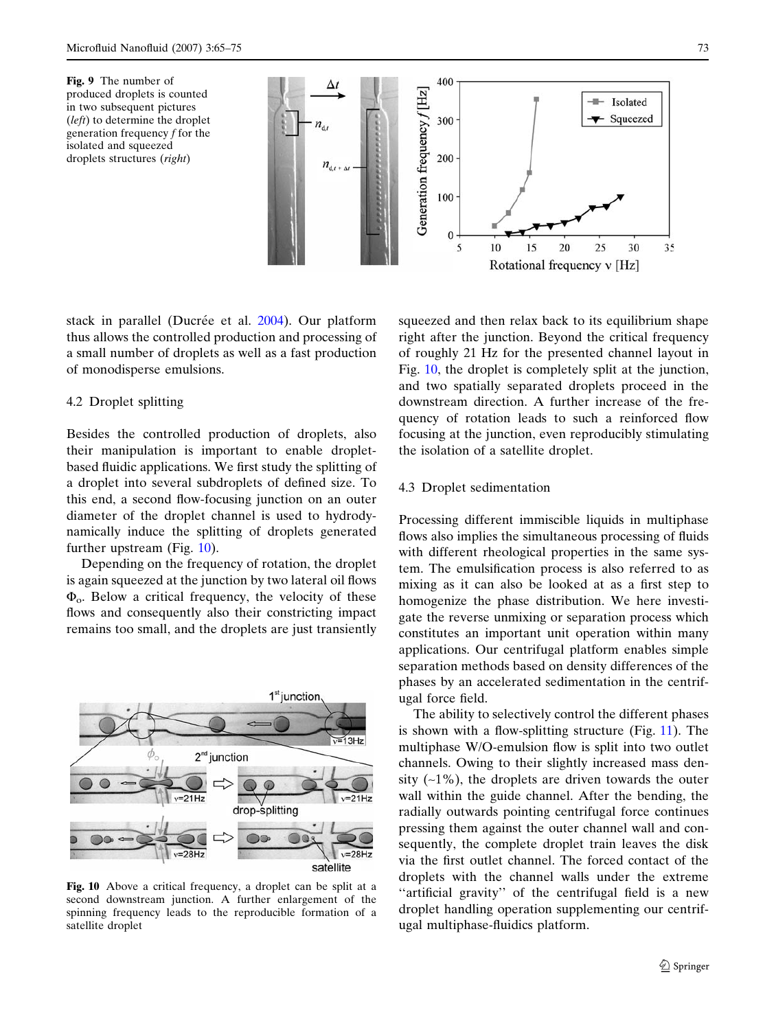**Fig. 9** The number of produced droplets is counted in two subsequent pictures (*left*) to determine the droplet generation frequency *f* for the isolated and squeezed droplets structures (*right*)

stack in parallel (Ducrée et al. 2004). Our platform thus allows the controlled production and processing of a small number of droplets as well as a fast production of monodisperse emulsions.

### 4.2 Droplet splitting

Besides the controlled production of droplets, also their manipulation is important to enable droplet-based fluidic applications. We first study the splitting of a droplet into several subdroplets of defined size. To this end, a second flow-focusing junction on an outer diameter of the droplet channel is used to hydrodynamically induce the splitting of droplets generated further upstream (Fig. 10).

Depending on the frequency of rotation, the droplet is again squeezed at the junction by two lateral oil flows $\Phi_o$. Below a critical frequency, the velocity of these flows and consequently also their constricting impact remains too small, and the droplets are just transiently squeezed and then relax back to its equilibrium shape right after the junction. Beyond the critical frequency of roughly 21 Hz for the presented channel layout in Fig. 10, the droplet is completely split at the junction, and two spatially separated droplets proceed in the downstream direction. A further increase of the frequency of rotation leads to such a reinforced flow focusing at the junction, even reproducibly stimulating the isolation of a satellite droplet.

**Fig. 10** Above a critical frequency, a droplet can be split at a second downstream junction. A further enlargement of the spinning frequency leads to the reproducible formation of a satellite droplet

### 4.3 Droplet sedimentation

Processing different immiscible liquids in multiphase flows also implies the simultaneous processing of fluids with different rheological properties in the same system. The emulsification process is also referred to as mixing as it can also be looked at as a first step to homogenize the phase distribution. We here investigate the reverse unmixing or separation process which constitutes an important unit operation within many applications. Our centrifugal platform enables simple separation methods based on density differences of the phases by an accelerated sedimentation in the centrifugal force field.

The ability to selectively control the different phases is shown with a flow-splitting structure (Fig. 11). The multiphase W/O-emulsion flow is split into two outlet channels. Owing to their slightly increased mass density (~1%), the droplets are driven towards the outer wall within the guide channel. After the bending, the radially outwards pointing centrifugal force continues pressing them against the outer channel wall and consequently, the complete droplet train leaves the disk via the first outlet channel. The forced contact of the droplets with the channel walls under the extreme "artificial gravity" of the centrifugal field is a new droplet handling operation supplementing our centrifugal multiphase-fluidics platform.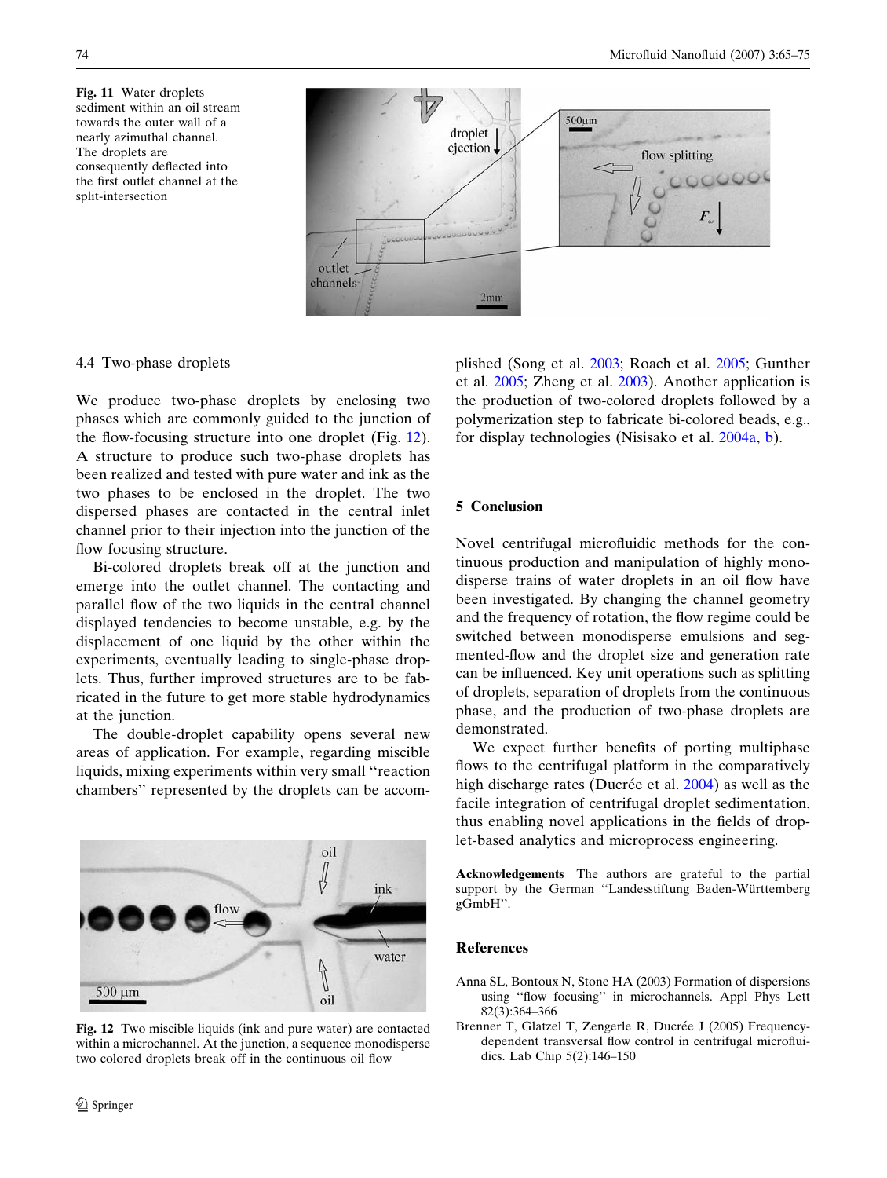**Fig. 11** Water droplets sediment within an oil stream towards the outer wall of a nearly azimuthal channel. The droplets are consequently deflected into the first outlet channel at the split-intersection

### 4.4 Two-phase droplets

We produce two-phase droplets by enclosing two phases which are commonly guided to the junction of the flow-focusing structure into one droplet (Fig. 12). A structure to produce such two-phase droplets has been realized and tested with pure water and ink as the two phases to be enclosed in the droplet. The two dispersed phases are contacted in the central inlet channel prior to their injection into the junction of the flow focusing structure.

Bi-colored droplets break off at the junction and emerge into the outlet channel. The contacting and parallel flow of the two liquids in the central channel displayed tendencies to become unstable, e.g. by the displacement of one liquid by the other within the experiments, eventually leading to single-phase droplets. Thus, further improved structures are to be fabricated in the future to get more stable hydrodynamics at the junction.

The double-droplet capability opens several new areas of application. For example, regarding miscible liquids, mixing experiments within very small "reaction chambers" represented by the droplets can be accomplished (Song et al. 2003; Roach et al. 2005; Gunther et al. 2005; Zheng et al. 2003). Another application is the production of two-colored droplets followed by a polymerization step to fabricate bi-colored beads, e.g., for display technologies (Nisisako et al. 2004a, b).

**Fig. 12** Two miscible liquids (ink and pure water) are contacted within a microchannel. At the junction, a sequence monodisperse two colored droplets break off in the continuous oil flow

## 5 Conclusion

Novel centrifugal microfluidic methods for the continuous production and manipulation of highly monodisperse trains of water droplets in an oil flow have been investigated. By changing the channel geometry and the frequency of rotation, the flow regime could be switched between monodisperse emulsions and segmented-flow and the droplet size and generation rate can be influenced. Key unit operations such as splitting of droplets, separation of droplets from the continuous phase, and the production of two-phase droplets are demonstrated.

We expect further benefits of porting multiphase flows to the centrifugal platform in the comparatively high discharge rates (Ducrée et al. 2004) as well as the facile integration of centrifugal droplet sedimentation, thus enabling novel applications in the fields of droplet-based analytics and microprocess engineering.

**Acknowledgements** The authors are grateful to the partial support by the German "Landesstiftung Baden-Württemberg gGmbH".

## References

Anna SL, Bontoux N, Stone HA (2003) Formation of dispersions using "flow focusing" in microchannels. Appl Phys Lett 82(3):364–366

Brenner T, Glatzel T, Zengerle R, Ducrée J (2005) Frequency-dependent transversal flow control in centrifugal microfluidics. Lab Chip 5(2):146–150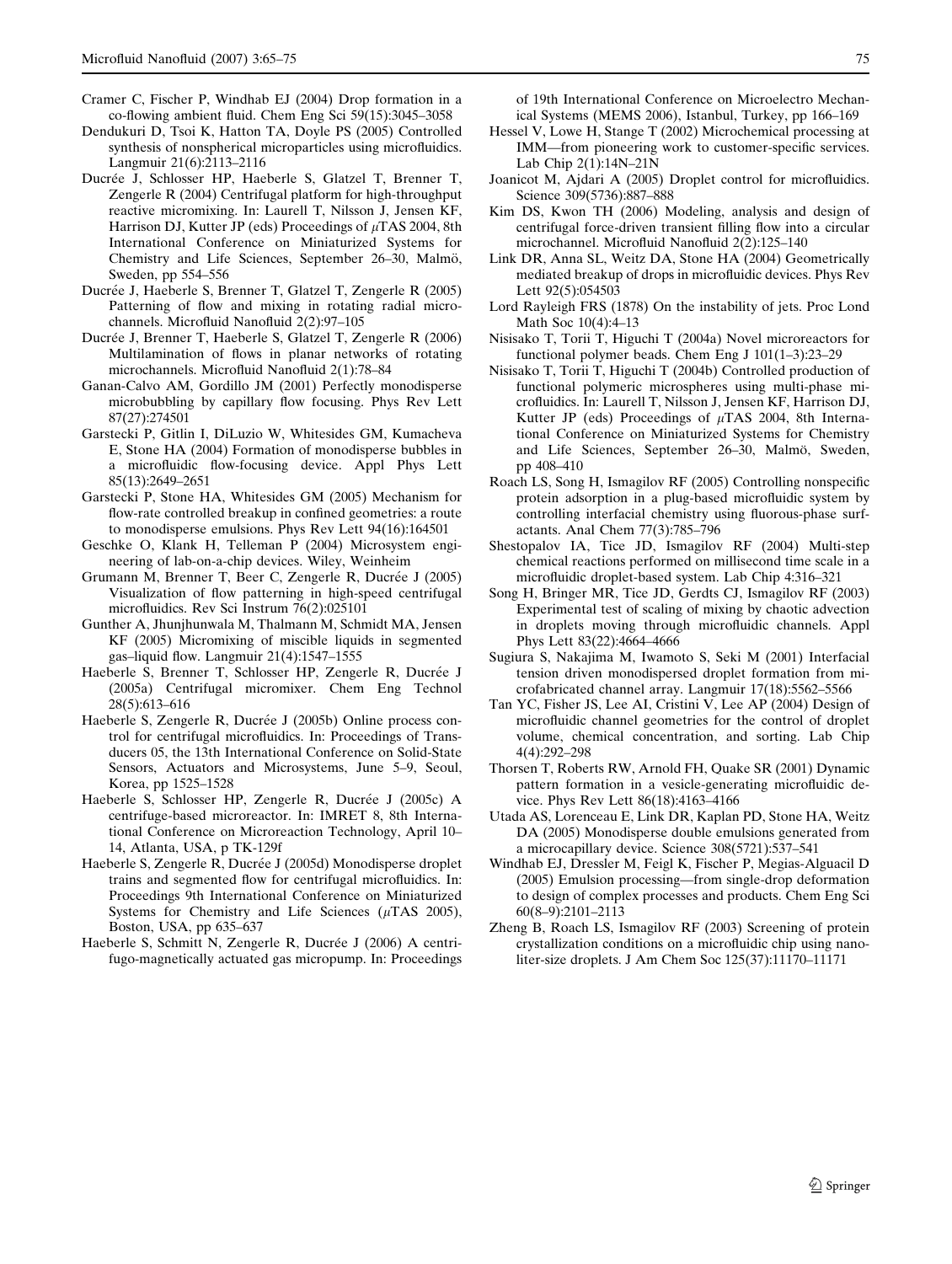Cramer C, Fischer P, Windhab EJ (2004) Drop formation in a co-flowing ambient fluid. Chem Eng Sci 59(15):3045–3058

Dendukuri D, Tsoi K, Hatton TA, Doyle PS (2005) Controlled synthesis of nonspherical microparticles using microfluidics. Langmuir 21(6):2113–2116

Ducrée J, Schlosser HP, Haeberle S, Glatzel T, Brenner T, Zengerle R (2004) Centrifugal platform for high-throughput reactive micromixing. In: Laurell T, Nilsson J, Jensen KF, Harrison DJ, Kutter JP (eds) Proceedings of $\mu$TAS 2004, 8th International Conference on Miniaturized Systems for Chemistry and Life Sciences, September 26–30, Malmö, Sweden, pp 554–556

Ducrée J, Haeberle S, Brenner T, Glatzel T, Zengerle R (2005) Patterning of flow and mixing in rotating radial microchannels. Microfluid Nanofluid 2(2):97–105

Ducrée J, Brenner T, Haeberle S, Glatzel T, Zengerle R (2006) Multilamination of flows in planar networks of rotating microchannels. Microfluid Nanofluid 2(1):78–84

Ganan-Calvo AM, Gordillo JM (2001) Perfectly monodisperse microbubbling by capillary flow focusing. Phys Rev Lett 87(27):274501

Garstecki P, Gitlin I, DiLuzio W, Whitesides GM, Kumacheva E, Stone HA (2004) Formation of monodisperse bubbles in a microfluidic flow-focusing device. Appl Phys Lett 85(13):2649–2651

Garstecki P, Stone HA, Whitesides GM (2005) Mechanism for flow-rate controlled breakup in confined geometries: a route to monodisperse emulsions. Phys Rev Lett 94(16):164501

Geschke O, Klank H, Telleman P (2004) Microsystem engineering of lab-on-a-chip devices. Wiley, Weinheim

Grumann M, Brenner T, Beer C, Zengerle R, Ducrée J (2005) Visualization of flow patterning in high-speed centrifugal microfluidics. Rev Sci Instrum 76(2):025101

Gunther A, Jhunjhunwala M, Thalmann M, Schmidt MA, Jensen KF (2005) Micromixing of miscible liquids in segmented gas–liquid flow. Langmuir 21(4):1547–1555

Haeberle S, Brenner T, Schlosser HP, Zengerle R, Ducrée J (2005a) Centrifugal micromixer. Chem Eng Technol 28(5):613–616

Haeberle S, Zengerle R, Ducrée J (2005b) Online process control for centrifugal microfluidics. In: Proceedings of Transducers 05, the 13th International Conference on Solid-State Sensors, Actuators and Microsystems, June 5–9, Seoul, Korea, pp 1525–1528

Haeberle S, Schlosser HP, Zengerle R, Ducrée J (2005c) A centrifuge-based microreactor. In: IMRET 8, 8th International Conference on Microreaction Technology, April 10–14, Atlanta, USA, p TK-129f

Haeberle S, Zengerle R, Ducrée J (2005d) Monodisperse droplet trains and segmented flow for centrifugal microfluidics. In: Proceedings 9th International Conference on Miniaturized Systems for Chemistry and Life Sciences ($\mu$TAS 2005), Boston, USA, pp 635–637

Haeberle S, Schmitt N, Zengerle R, Ducrée J (2006) A centrifugo-magnetically actuated gas micropump. In: Proceedings of 19th International Conference on Microelectro Mechanical Systems (MEMS 2006), Istanbul, Turkey, pp 166–169

Hessel V, Lowe H, Stange T (2002) Microchemical processing at IMM—from pioneering work to customer-specific services. Lab Chip 2(1):14N–21N

Joanicot M, Ajdari A (2005) Droplet control for microfluidics. Science 309(5736):887–888

Kim DS, Kwon TH (2006) Modeling, analysis and design of centrifugal force-driven transient filling flow into a circular microchannel. Microfluid Nanofluid 2(2):125–140

Link DR, Anna SL, Weitz DA, Stone HA (2004) Geometrically mediated breakup of drops in microfluidic devices. Phys Rev Lett 92(5):054503

Lord Rayleigh FRS (1878) On the instability of jets. Proc Lond Math Soc 10(4):4–13

Nisisako T, Torii T, Higuchi T (2004a) Novel microreactors for functional polymer beads. Chem Eng J 101(1–3):23–29

Nisisako T, Torii T, Higuchi T (2004b) Controlled production of functional polymeric microspheres using multi-phase microfluidics. In: Laurell T, Nilsson J, Jensen KF, Harrison DJ, Kutter JP (eds) Proceedings of $\mu$TAS 2004, 8th International Conference on Miniaturized Systems for Chemistry and Life Sciences, September 26–30, Malmö, Sweden, pp 408–410

Roach LS, Song H, Ismagilov RF (2005) Controlling nonspecific protein adsorption in a plug-based microfluidic system by controlling interfacial chemistry using fluorous-phase surfactants. Anal Chem 77(3):785–796

Shestopalov IA, Tice JD, Ismagilov RF (2004) Multi-step chemical reactions performed on millisecond time scale in a microfluidic droplet-based system. Lab Chip 4:316–321

Song H, Bringer MR, Tice JD, Gerdts CJ, Ismagilov RF (2003) Experimental test of scaling of mixing by chaotic advection in droplets moving through microfluidic channels. Appl Phys Lett 83(22):4664–4666

Sugiura S, Nakajima M, Iwamoto S, Seki M (2001) Interfacial tension driven monodispersed droplet formation from microfabricated channel array. Langmuir 17(18):5562–5566

Tan YC, Fisher JS, Lee AI, Cristini V, Lee AP (2004) Design of microfluidic channel geometries for the control of droplet volume, chemical concentration, and sorting. Lab Chip 4(4):292–298

Thorsen T, Roberts RW, Arnold FH, Quake SR (2001) Dynamic pattern formation in a vesicle-generating microfluidic device. Phys Rev Lett 86(18):4163–4166

Utada AS, Lorenceau E, Link DR, Kaplan PD, Stone HA, Weitz DA (2005) Monodisperse double emulsions generated from a microcapillary device. Science 308(5721):537–541

Windhab EJ, Dressler M, Feigl K, Fischer P, Megias-Alguacil D (2005) Emulsion processing—from single-drop deformation to design of complex processes and products. Chem Eng Sci 60(8–9):2101–2113

Zheng B, Roach LS, Ismagilov RF (2003) Screening of protein crystallization conditions on a microfluidic chip using nanoliter-size droplets. J Am Chem Soc 125(37):11170–11171